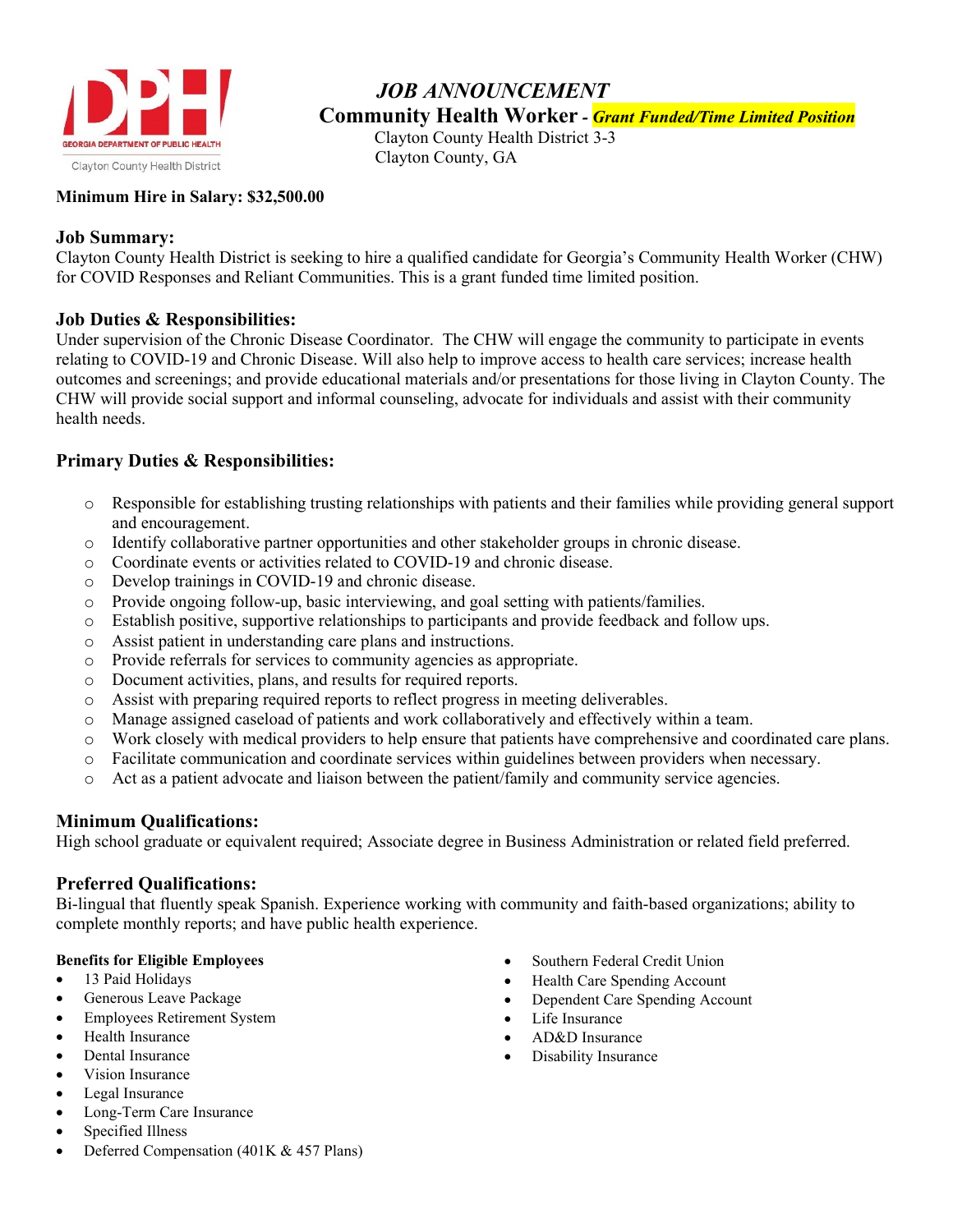DPH
GEORGIA DEPARTMENT OF PUBLIC HEALTH
Clayton County Health District

# *JOB ANNOUNCEMENT*

## Community Health Worker - ***Grant Funded/Time Limited Position***

Clayton County Health District 3-3
Clayton County, GA

**Minimum Hire in Salary: $32,500.00**

### Job Summary:

Clayton County Health District is seeking to hire a qualified candidate for Georgia's Community Health Worker (CHW) for COVID Responses and Reliant Communities. This is a grant funded time limited position.

### Job Duties & Responsibilities:

Under supervision of the Chronic Disease Coordinator. The CHW will engage the community to participate in events relating to COVID-19 and Chronic Disease. Will also help to improve access to health care services; increase health outcomes and screenings; and provide educational materials and/or presentations for those living in Clayton County. The CHW will provide social support and informal counseling, advocate for individuals and assist with their community health needs.

### Primary Duties & Responsibilities:

- Responsible for establishing trusting relationships with patients and their families while providing general support and encouragement.
- Identify collaborative partner opportunities and other stakeholder groups in chronic disease.
- Coordinate events or activities related to COVID-19 and chronic disease.
- Develop trainings in COVID-19 and chronic disease.
- Provide ongoing follow-up, basic interviewing, and goal setting with patients/families.
- Establish positive, supportive relationships to participants and provide feedback and follow ups.
- Assist patient in understanding care plans and instructions.
- Provide referrals for services to community agencies as appropriate.
- Document activities, plans, and results for required reports.
- Assist with preparing required reports to reflect progress in meeting deliverables.
- Manage assigned caseload of patients and work collaboratively and effectively within a team.
- Work closely with medical providers to help ensure that patients have comprehensive and coordinated care plans.
- Facilitate communication and coordinate services within guidelines between providers when necessary.
- Act as a patient advocate and liaison between the patient/family and community service agencies.

### Minimum Qualifications:

High school graduate or equivalent required; Associate degree in Business Administration or related field preferred.

### Preferred Qualifications:

Bi-lingual that fluently speak Spanish. Experience working with community and faith-based organizations; ability to complete monthly reports; and have public health experience.

**Benefits for Eligible Employees**

- 13 Paid Holidays
- Generous Leave Package
- Employees Retirement System
- Health Insurance
- Dental Insurance
- Vision Insurance
- Legal Insurance
- Long-Term Care Insurance
- Specified Illness
- Deferred Compensation (401K & 457 Plans)
- Southern Federal Credit Union
- Health Care Spending Account
- Dependent Care Spending Account
- Life Insurance
- AD&D Insurance
- Disability Insurance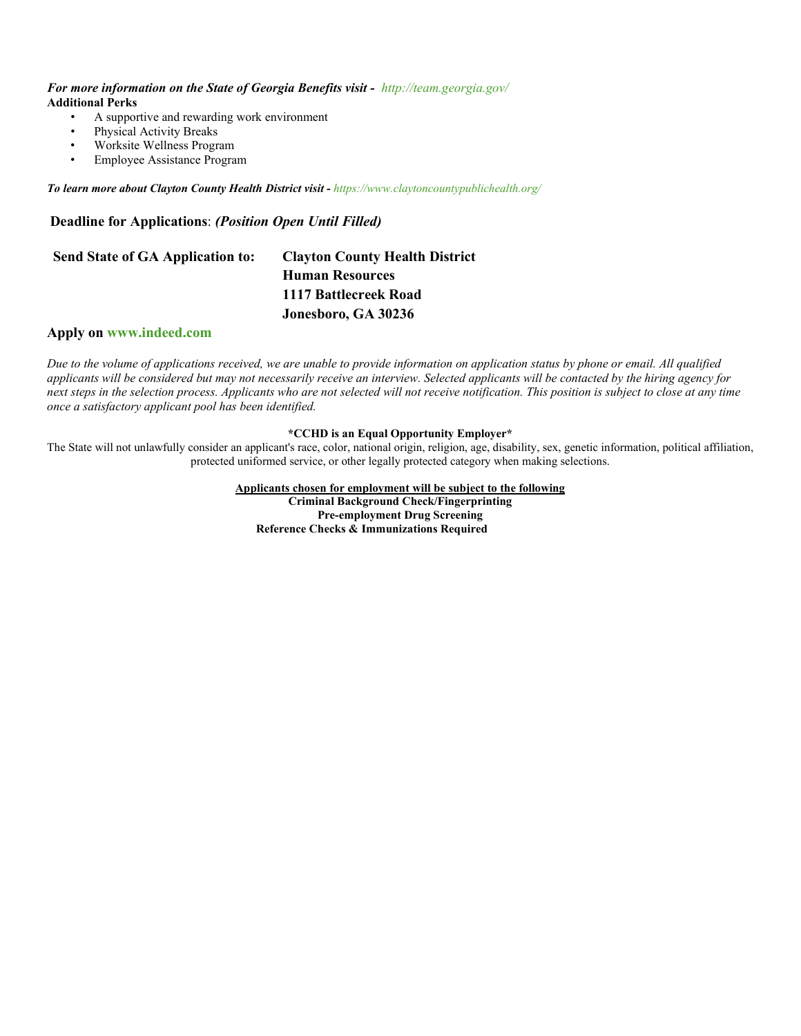***For more information on the State of Georgia Benefits visit -*** *http://team.georgia.gov/*

**Additional Perks**

- A supportive and rewarding work environment
- Physical Activity Breaks
- Worksite Wellness Program
- Employee Assistance Program

***To learn more about Clayton County Health District visit -*** *https://www.claytoncountypublichealth.org/*

**Deadline for Applications**: ***(Position Open Until Filled)***

**Send State of GA Application to:** **Clayton County Health District**
**Human Resources**
**1117 Battlecreek Road**
**Jonesboro, GA 30236**

**Apply on www.indeed.com**

*Due to the volume of applications received, we are unable to provide information on application status by phone or email. All qualified applicants will be considered but may not necessarily receive an interview. Selected applicants will be contacted by the hiring agency for next steps in the selection process. Applicants who are not selected will not receive notification. This position is subject to close at any time once a satisfactory applicant pool has been identified.*

**\*CCHD is an Equal Opportunity Employer\***

The State will not unlawfully consider an applicant's race, color, national origin, religion, age, disability, sex, genetic information, political affiliation, protected uniformed service, or other legally protected category when making selections.

**Applicants chosen for employment will be subject to the following**

**Criminal Background Check/Fingerprinting**

**Pre-employment Drug Screening**

**Reference Checks & Immunizations Required**